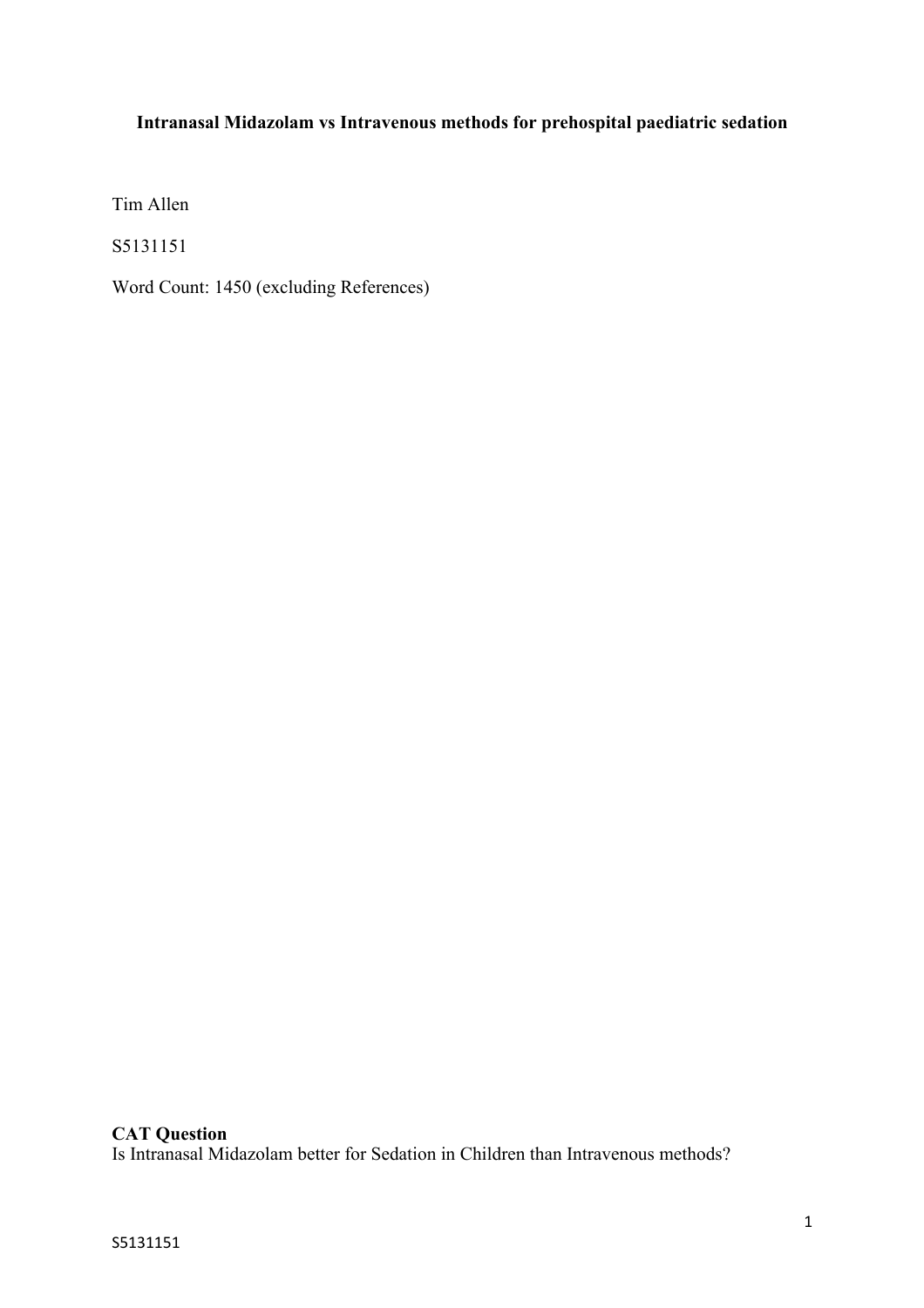**Intranasal Midazolam vs Intravenous methods for prehospital paediatric sedation**

Tim Allen

S5131151

Word Count: 1450 (excluding References)

**CAT Question**

Is Intranasal Midazolam better for Sedation in Children than Intravenous methods?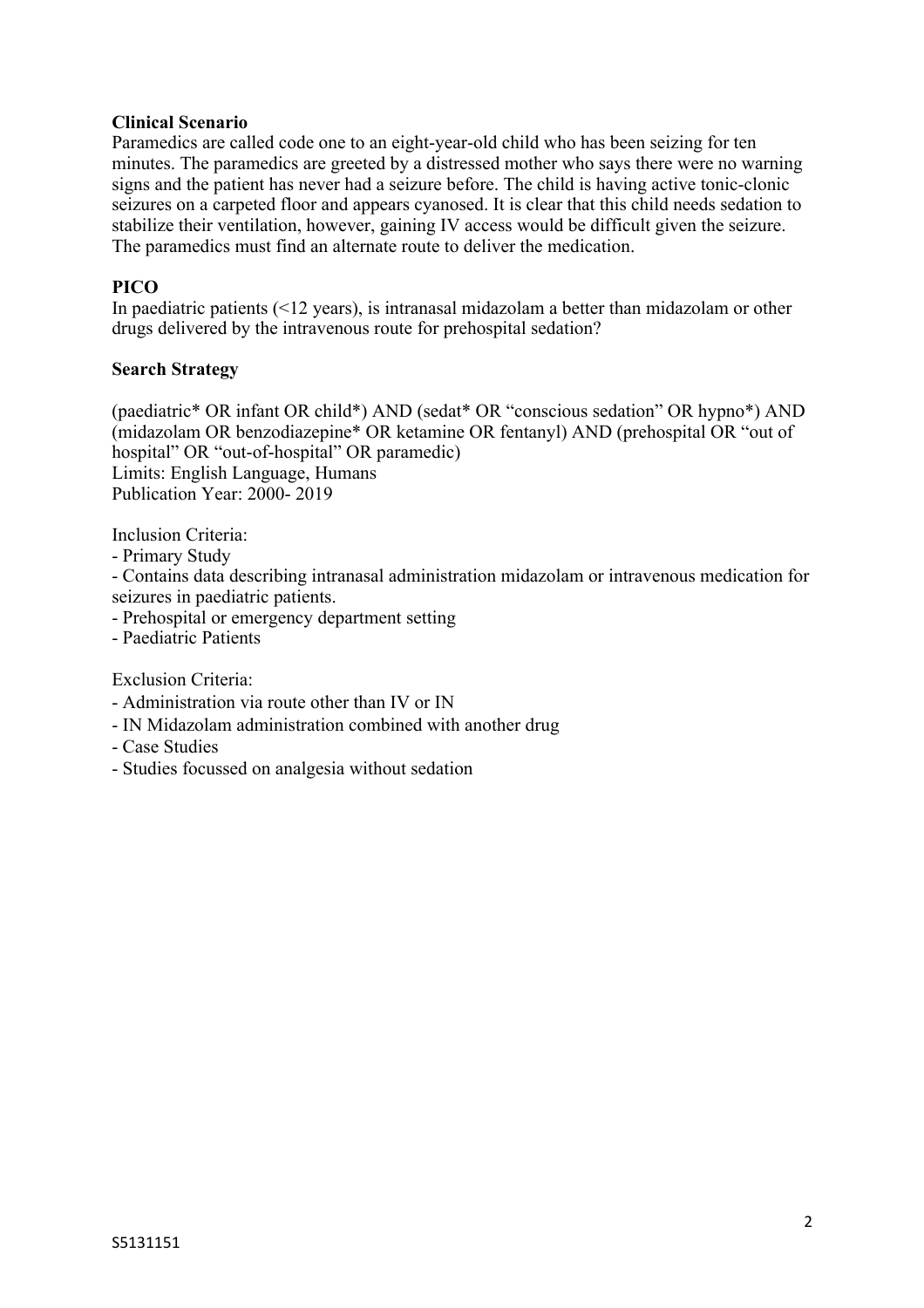**Clinical Scenario**

Paramedics are called code one to an eight-year-old child who has been seizing for ten minutes. The paramedics are greeted by a distressed mother who says there were no warning signs and the patient has never had a seizure before. The child is having active tonic-clonic seizures on a carpeted floor and appears cyanosed. It is clear that this child needs sedation to stabilize their ventilation, however, gaining IV access would be difficult given the seizure. The paramedics must find an alternate route to deliver the medication.

**PICO**

In paediatric patients (<12 years), is intranasal midazolam a better than midazolam or other drugs delivered by the intravenous route for prehospital sedation?

**Search Strategy**

(paediatric* OR infant OR child*) AND (sedat* OR "conscious sedation" OR hypno*) AND (midazolam OR benzodiazepine* OR ketamine OR fentanyl) AND (prehospital OR "out of hospital" OR "out-of-hospital" OR paramedic)
Limits: English Language, Humans
Publication Year: 2000- 2019

Inclusion Criteria:

- Primary Study
- Contains data describing intranasal administration midazolam or intravenous medication for seizures in paediatric patients.
- Prehospital or emergency department setting
- Paediatric Patients

Exclusion Criteria:

- Administration via route other than IV or IN
- IN Midazolam administration combined with another drug
- Case Studies
- Studies focussed on analgesia without sedation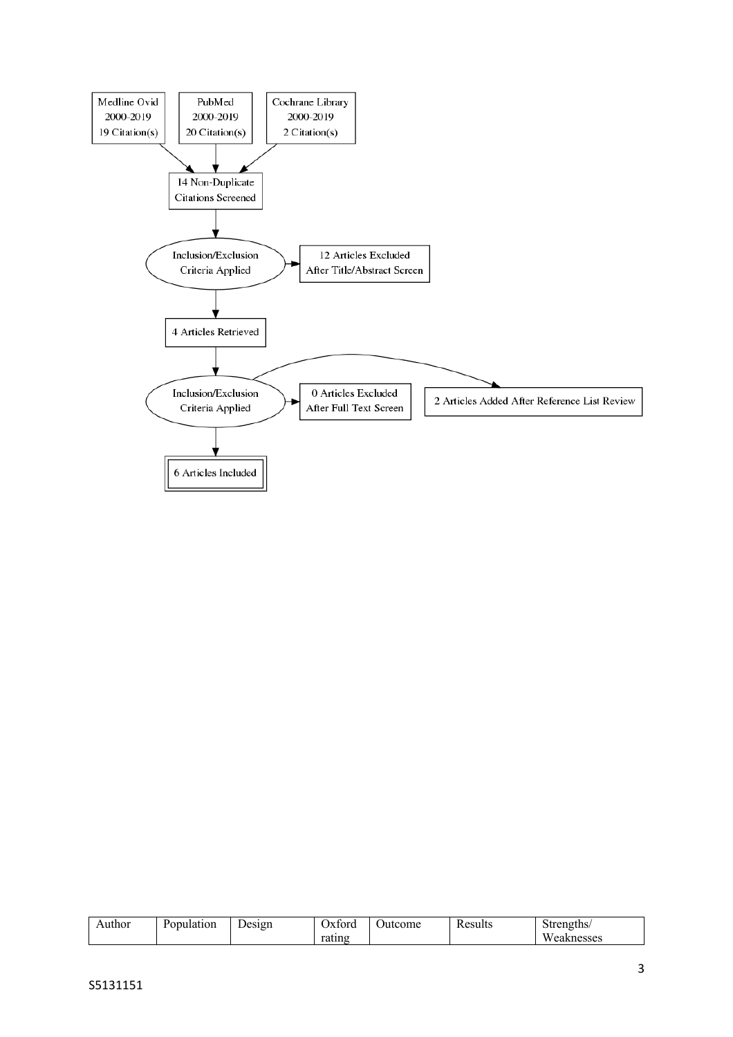Medline Ovid 2000-2019 19 Citation(s)

PubMed 2000-2019 20 Citation(s)

Cochrane Library 2000-2019 2 Citation(s)

14 Non-Duplicate Citations Screened

Inclusion/Exclusion Criteria Applied

12 Articles Excluded After Title/Abstract Screen

4 Articles Retrieved

Inclusion/Exclusion Criteria Applied

0 Articles Excluded After Full Text Screen

2 Articles Added After Reference List Review

6 Articles Included

| Author | Population | Design | Oxford rating | Outcome | Results | Strengths/ Weaknesses |
|---|---|---|---|---|---|---|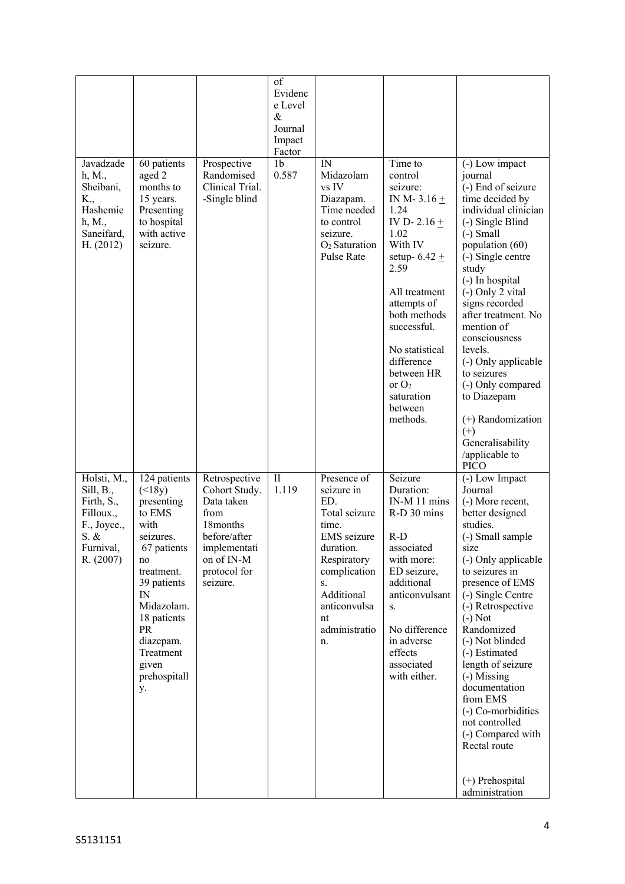|  |  |  | of Evidence Level & Journal Impact Factor |  |  |  |
|---|---|---|---|---|---|---|
| Javadzadeh, M., Sheibani, K., Hashemieh, M., Saneifard, H. (2012) | 60 patients aged 2 months to 15 years. Presenting to hospital with active seizure. | Prospective Randomised Clinical Trial. -Single blind | 1b 0.587 | IN Midazolam vs IV Diazapam. Time needed to control seizure. $O_2$ Saturation Pulse Rate | Time to control seizure: IN M- 3.16 $\pm$ 1.24 IV D- 2.16 $\pm$ 1.02 With IV setup- 6.42 $\pm$ 2.59<br><br>All treatment attempts of both methods successful.<br><br>No statistical difference between HR or $O_2$ saturation between methods. | (-) Low impact journal<br>(-) End of seizure time decided by individual clinician<br>(-) Single Blind<br>(-) Small population (60)<br>(-) Single centre study<br>(-) In hospital<br>(-) Only 2 vital signs recorded after treatment. No mention of consciousness levels.<br>(-) Only applicable to seizures<br>(-) Only compared to Diazepam<br><br>(+) Randomization<br>(+) Generalisability /applicable to PICO |
| Holsti, M., Sill, B., Firth, S., Filloux., F., Joyce., S. & Furnival, R. (2007) | 124 patients (<18y) presenting to EMS with seizures. 67 patients no treatment. 39 patients IN Midazolam. 18 patients PR diazepam. Treatment given prehospitally. | Retrospective Cohort Study. Data taken from 18months before/after implementation of IN-M protocol for seizure. | II 1.119 | Presence of seizure in ED. Total seizure time. EMS seizure duration. Respiratory complications. Additional anticonvulsant administration. | Seizure Duration: IN-M 11 mins R-D 30 mins<br><br>R-D associated with more: ED seizure, additional anticonvulsants.<br><br>No difference in adverse effects associated with either. | (-) Low Impact Journal<br>(-) More recent, better designed studies.<br>(-) Small sample size<br>(-) Only applicable to seizures in presence of EMS<br>(-) Single Centre<br>(-) Retrospective<br>(-) Not Randomized<br>(-) Not blinded<br>(-) Estimated length of seizure<br>(-) Missing documentation from EMS<br>(-) Co-morbidities not controlled<br>(-) Compared with Rectal route<br><br>(+) Prehospital administration |

S5131151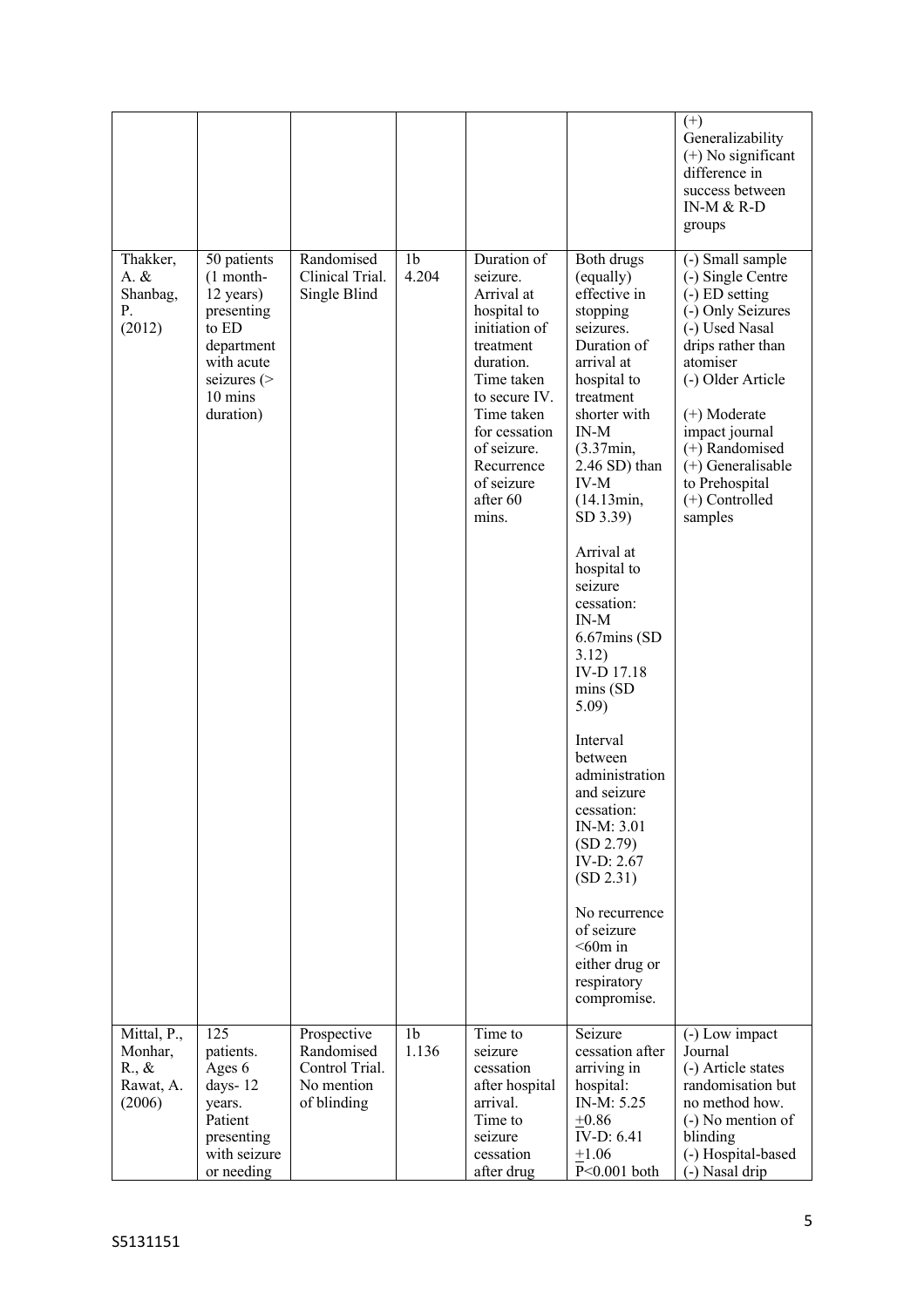| | | | | | | |
|---|---|---|---|---|---|---|
| | | | | | | (+) Generalizability (+) No significant difference in success between IN-M & R-D groups |
| Thakker, A. & Shanbag, P. (2012) | 50 patients (1 month- 12 years) presenting to ED department with acute seizures (> 10 mins duration) | Randomised Clinical Trial. Single Blind | 1b 4.204 | Duration of seizure. Arrival at hospital to initiation of treatment duration. Time taken to secure IV. Time taken for cessation of seizure. Recurrence of seizure after 60 mins. | Both drugs (equally) effective in stopping seizures. Duration of arrival at hospital to treatment shorter with IN-M (3.37min, 2.46 SD) than IV-M (14.13min, SD 3.39)<br><br>Arrival at hospital to seizure cessation: IN-M 6.67mins (SD 3.12) IV-D 17.18 mins (SD 5.09)<br><br>Interval between administration and seizure cessation: IN-M: 3.01 (SD 2.79) IV-D: 2.67 (SD 2.31)<br><br>No recurrence of seizure <60m in either drug or respiratory compromise. | (-) Small sample (-) Single Centre (-) ED setting (-) Only Seizures (-) Used Nasal drips rather than atomiser (-) Older Article<br><br>(+) Moderate impact journal (+) Randomised (+) Generalisable to Prehospital (+) Controlled samples |
| Mittal, P., Monhar, R., & Rawat, A. (2006) | 125 patients. Ages 6 days- 12 years. Patient presenting with seizure or needing | Prospective Randomised Control Trial. No mention of blinding | 1b 1.136 | Time to seizure cessation after hospital arrival. Time to seizure cessation after drug | Seizure cessation after arriving in hospital: IN-M: 5.25 $\pm$0.86 IV-D: 6.41 $\pm$1.06 $P<0.001$ both | (-) Low impact Journal (-) Article states randomisation but no method how. (-) No mention of blinding (-) Hospital-based (-) Nasal drip |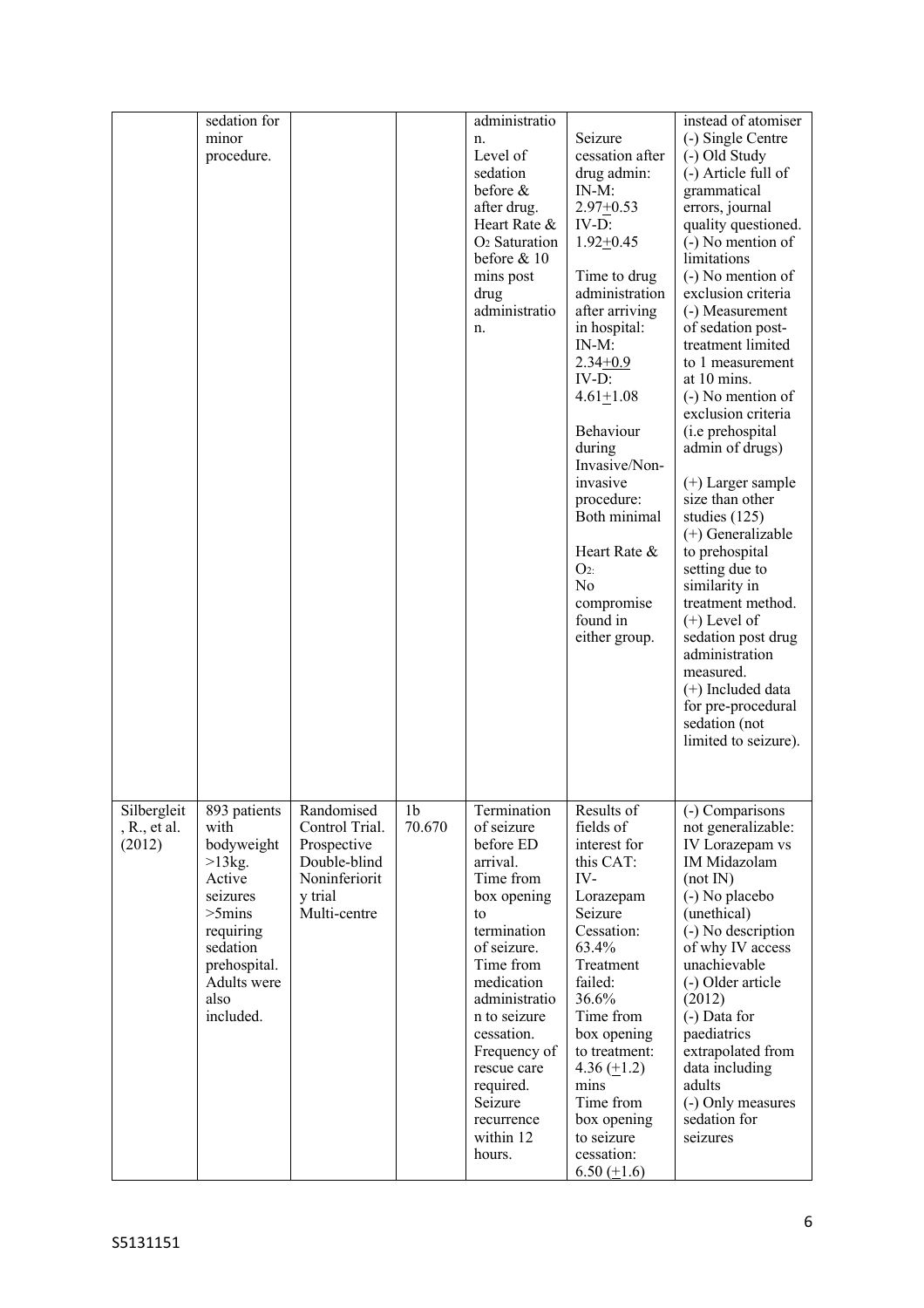|  | sedation for minor procedure. |  |  | administration. Level of sedation before & after drug. Heart Rate & $O_2$ Saturation before & 10 mins post drug administration. | Seizure cessation after drug admin: IN-M: 2.97±0.53 IV-D: 1.92±0.45<br><br>Time to drug administration after arriving in hospital: IN-M: 2.34±0.9 IV-D: 4.61±1.08<br><br>Behaviour during Invasive/Non-invasive procedure: Both minimal<br><br>Heart Rate & $O_2$: No compromise found in either group. | instead of atomiser (-) Single Centre (-) Old Study (-) Article full of grammatical errors, journal quality questioned. (-) No mention of limitations (-) No mention of exclusion criteria (-) Measurement of sedation post-treatment limited to 1 measurement at 10 mins. (-) No mention of exclusion criteria (i.e prehospital admin of drugs)<br><br>(+) Larger sample size than other studies (125) (+) Generalizable to prehospital setting due to similarity in treatment method. (+) Level of sedation post drug administration measured. (+) Included data for pre-procedural sedation (not limited to seizure). |
|---|---|---|---|---|---|---|
| Silbergleit, R., et al. (2012) | 893 patients with bodyweight >13kg. Active seizures >5mins requiring sedation prehospital. Adults were also included. | Randomised Control Trial. Prospective Double-blind Noninferiority trial Multi-centre | 1b 70.670 | Termination of seizure before ED arrival. Time from box opening to termination of seizure. Time from medication administration to seizure cessation. Frequency of rescue care required. Seizure recurrence within 12 hours. | Results of fields of interest for this CAT: IV-Lorazepam Seizure Cessation: 63.4% Treatment failed: 36.6% Time from box opening to treatment: 4.36 (±1.2) mins Time from box opening to seizure cessation: 6.50 (±1.6) | (-) Comparisons not generalizable: IV Lorazepam vs IM Midazolam (not IN) (-) No placebo (unethical) (-) No description of why IV access unachievable (-) Older article (2012) (-) Data for paediatrics extrapolated from data including adults (-) Only measures sedation for seizures |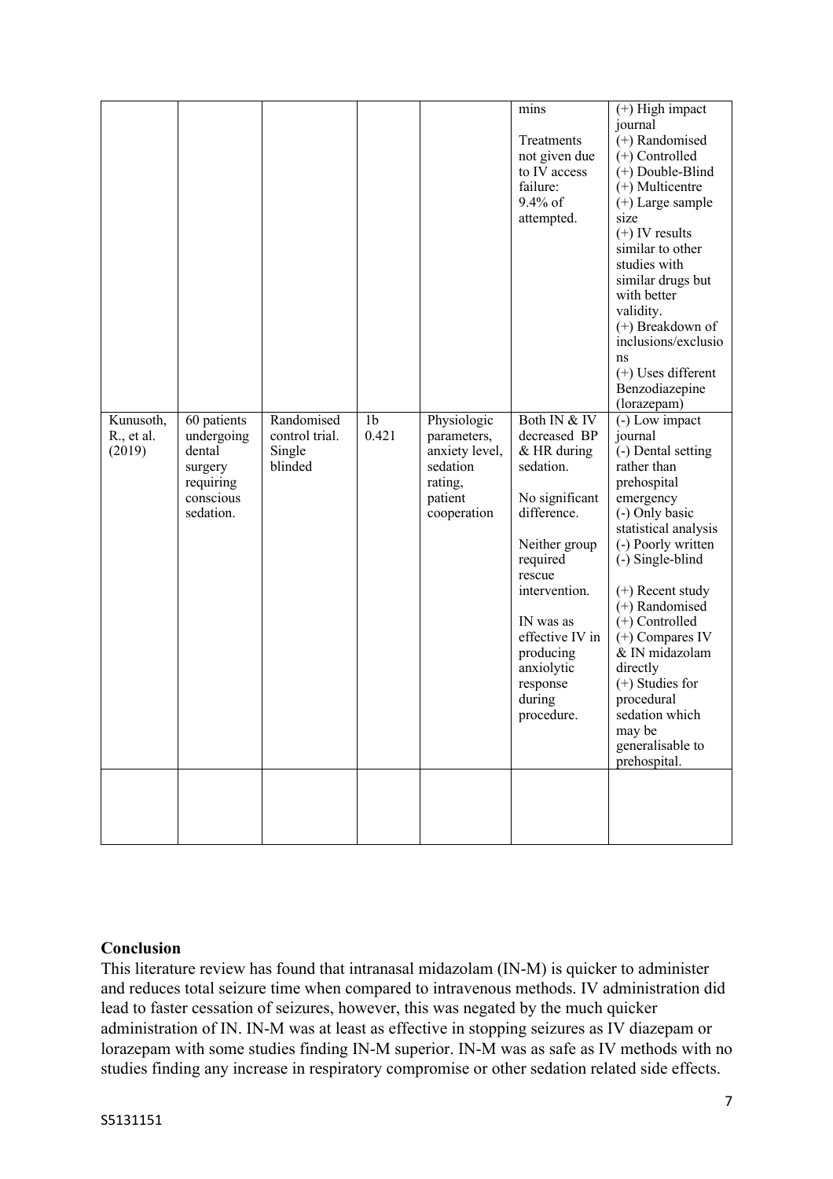|  |  |  |  |  | mins<br><br>Treatments not given due to IV access failure: 9.4% of attempted. | (+) High impact journal<br>(+) Randomised<br>(+) Controlled<br>(+) Double-Blind<br>(+) Multicentre<br>(+) Large sample size<br>(+) IV results similar to other studies with similar drugs but with better validity.<br>(+) Breakdown of inclusions/exclusions<br>(+) Uses different Benzodiazepine (lorazepam) |
|---|---|---|---|---|---|---|
| Kunusoth, R., et al. (2019) | 60 patients undergoing dental surgery requiring conscious sedation. | Randomised control trial. Single blinded | 1b 0.421 | Physiologic parameters, anxiety level, sedation rating, patient cooperation | Both IN & IV decreased BP & HR during sedation.<br><br>No significant difference.<br><br>Neither group required rescue intervention.<br><br>IN was as effective IV in producing anxiolytic response during procedure. | (-) Low impact journal<br>(-) Dental setting rather than prehospital emergency<br>(-) Only basic statistical analysis<br>(-) Poorly written<br>(-) Single-blind<br><br>(+) Recent study<br>(+) Randomised<br>(+) Controlled<br>(+) Compares IV & IN midazolam directly<br>(+) Studies for procedural sedation which may be generalisable to prehospital. |
|  |  |  |  |  |  |  |

**Conclusion**

This literature review has found that intranasal midazolam (IN-M) is quicker to administer and reduces total seizure time when compared to intravenous methods. IV administration did lead to faster cessation of seizures, however, this was negated by the much quicker administration of IN. IN-M was at least as effective in stopping seizures as IV diazepam or lorazepam with some studies finding IN-M superior. IN-M was as safe as IV methods with no studies finding any increase in respiratory compromise or other sedation related side effects.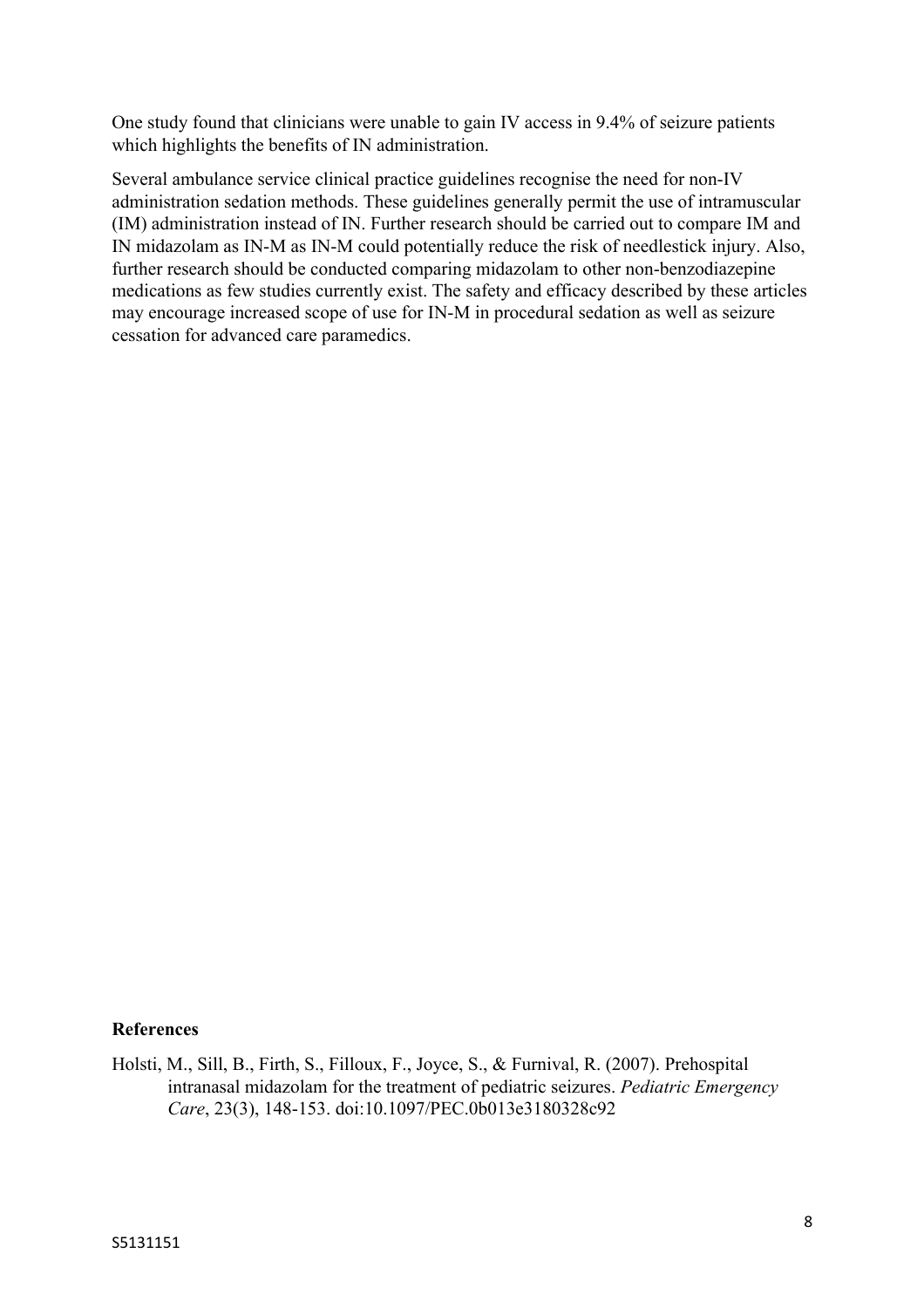One study found that clinicians were unable to gain IV access in 9.4% of seizure patients which highlights the benefits of IN administration.

Several ambulance service clinical practice guidelines recognise the need for non-IV administration sedation methods. These guidelines generally permit the use of intramuscular (IM) administration instead of IN. Further research should be carried out to compare IM and IN midazolam as IN-M as IN-M could potentially reduce the risk of needlestick injury. Also, further research should be conducted comparing midazolam to other non-benzodiazepine medications as few studies currently exist. The safety and efficacy described by these articles may encourage increased scope of use for IN-M in procedural sedation as well as seizure cessation for advanced care paramedics.

**References**

Holsti, M., Sill, B., Firth, S., Filloux, F., Joyce, S., & Furnival, R. (2007). Prehospital intranasal midazolam for the treatment of pediatric seizures. *Pediatric Emergency Care*, 23(3), 148-153. doi:10.1097/PEC.0b013e3180328c92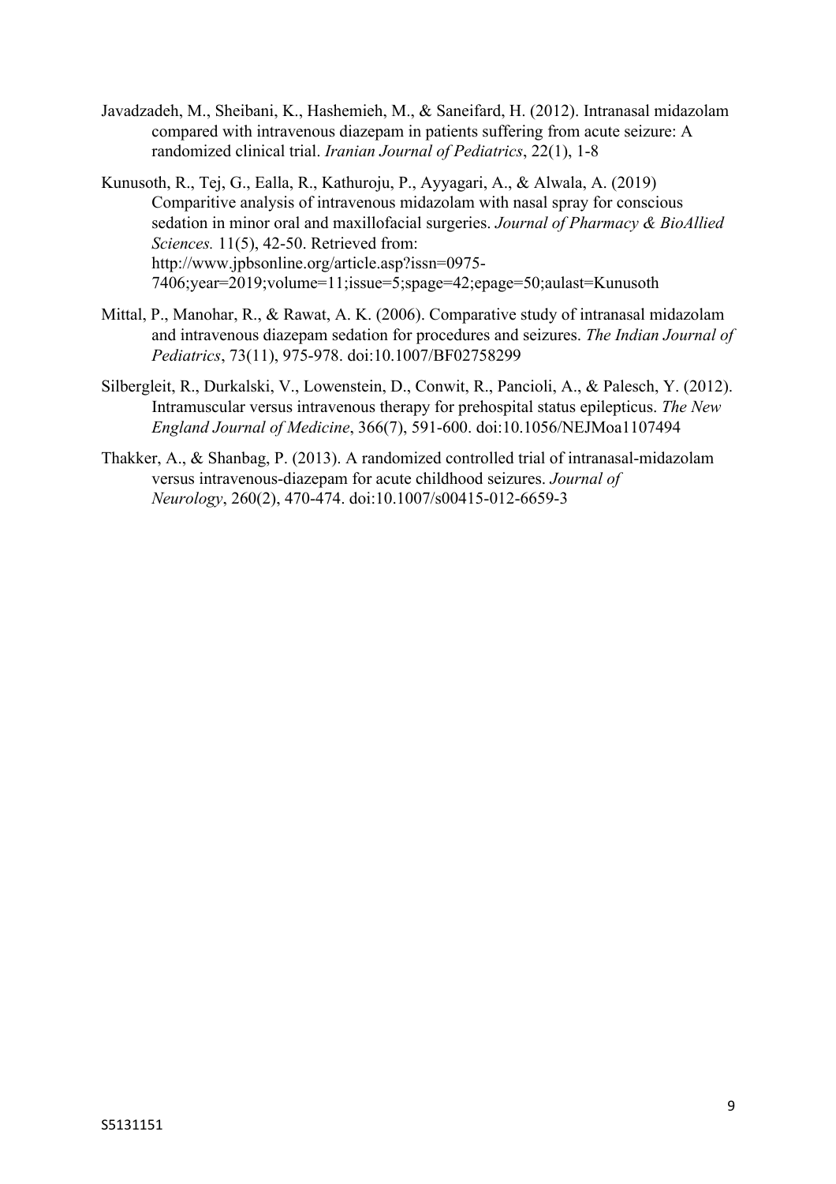Javadzadeh, M., Sheibani, K., Hashemieh, M., & Saneifard, H. (2012). Intranasal midazolam compared with intravenous diazepam in patients suffering from acute seizure: A randomized clinical trial. *Iranian Journal of Pediatrics*, 22(1), 1-8

Kunusoth, R., Tej, G., Ealla, R., Kathuroju, P., Ayyagari, A., & Alwala, A. (2019) Comparitive analysis of intravenous midazolam with nasal spray for conscious sedation in minor oral and maxillofacial surgeries. *Journal of Pharmacy & BioAllied Sciences.* 11(5), 42-50. Retrieved from: http://www.jpbsonline.org/article.asp?issn=0975-7406;year=2019;volume=11;issue=5;spage=42;epage=50;aulast=Kunusoth

Mittal, P., Manohar, R., & Rawat, A. K. (2006). Comparative study of intranasal midazolam and intravenous diazepam sedation for procedures and seizures. *The Indian Journal of Pediatrics*, 73(11), 975-978. doi:10.1007/BF02758299

Silbergleit, R., Durkalski, V., Lowenstein, D., Conwit, R., Pancioli, A., & Palesch, Y. (2012). Intramuscular versus intravenous therapy for prehospital status epilepticus. *The New England Journal of Medicine*, 366(7), 591-600. doi:10.1056/NEJMoa1107494

Thakker, A., & Shanbag, P. (2013). A randomized controlled trial of intranasal-midazolam versus intravenous-diazepam for acute childhood seizures. *Journal of Neurology*, 260(2), 470-474. doi:10.1007/s00415-012-6659-3

S5131151